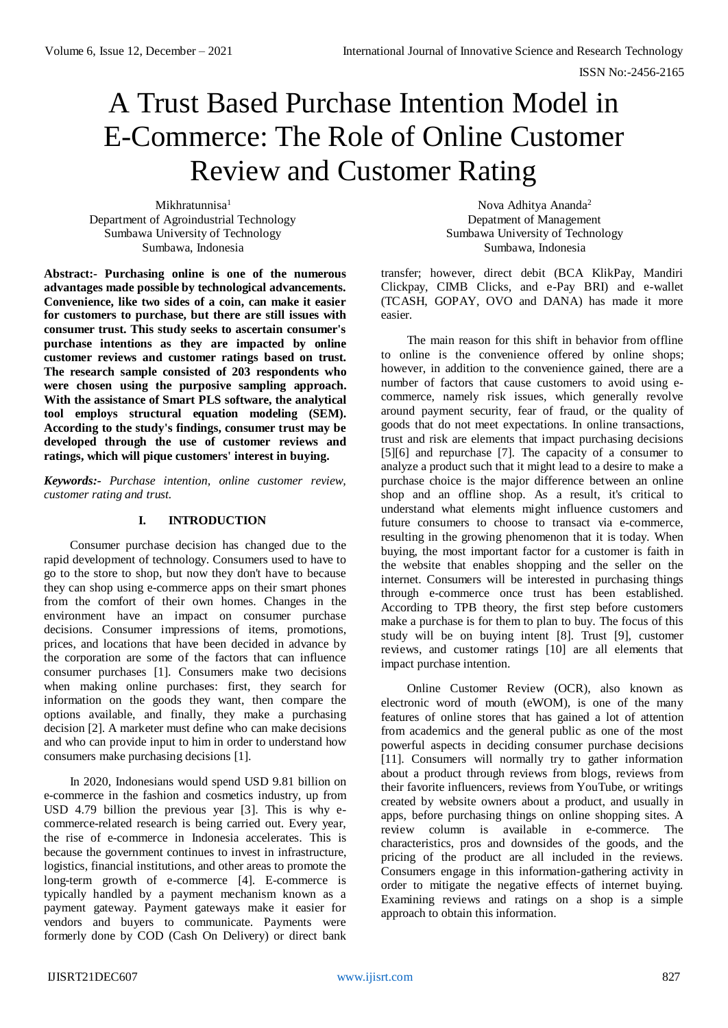# A Trust Based Purchase Intention Model in E-Commerce: The Role of Online Customer Review and Customer Rating

Mikhratunnisa[1]
Department of Agroindustrial Technology
Sumbawa University of Technology
Sumbawa, Indonesia

Nova Adhitya Ananda[2]
Depatment of Management
Sumbawa University of Technology
Sumbawa, Indonesia

**Abstract:- Purchasing online is one of the numerous advantages made possible by technological advancements. Convenience, like two sides of a coin, can make it easier for customers to purchase, but there are still issues with consumer trust. This study seeks to ascertain consumer's purchase intentions as they are impacted by online customer reviews and customer ratings based on trust. The research sample consisted of 203 respondents who were chosen using the purposive sampling approach. With the assistance of Smart PLS software, the analytical tool employs structural equation modeling (SEM). According to the study's findings, consumer trust may be developed through the use of customer reviews and ratings, which will pique customers' interest in buying.**

***Keywords:-** Purchase intention, online customer review, customer rating and trust.*

## I. INTRODUCTION

Consumer purchase decision has changed due to the rapid development of technology. Consumers used to have to go to the store to shop, but now they don't have to because they can shop using e-commerce apps on their smart phones from the comfort of their own homes. Changes in the environment have an impact on consumer purchase decisions. Consumer impressions of items, promotions, prices, and locations that have been decided in advance by the corporation are some of the factors that can influence consumer purchases [1]. Consumers make two decisions when making online purchases: first, they search for information on the goods they want, then compare the options available, and finally, they make a purchasing decision [2]. A marketer must define who can make decisions and who can provide input to him in order to understand how consumers make purchasing decisions [1].

In 2020, Indonesians would spend USD 9.81 billion on e-commerce in the fashion and cosmetics industry, up from USD 4.79 billion the previous year [3]. This is why e-commerce-related research is being carried out. Every year, the rise of e-commerce in Indonesia accelerates. This is because the government continues to invest in infrastructure, logistics, financial institutions, and other areas to promote the long-term growth of e-commerce [4]. E-commerce is typically handled by a payment mechanism known as a payment gateway. Payment gateways make it easier for vendors and buyers to communicate. Payments were formerly done by COD (Cash On Delivery) or direct bank transfer; however, direct debit (BCA KlikPay, Mandiri Clickpay, CIMB Clicks, and e-Pay BRI) and e-wallet (TCASH, GOPAY, OVO and DANA) has made it more easier.

The main reason for this shift in behavior from offline to online is the convenience offered by online shops; however, in addition to the convenience gained, there are a number of factors that cause customers to avoid using e-commerce, namely risk issues, which generally revolve around payment security, fear of fraud, or the quality of goods that do not meet expectations. In online transactions, trust and risk are elements that impact purchasing decisions [5][6] and repurchase [7]. The capacity of a consumer to analyze a product such that it might lead to a desire to make a purchase choice is the major difference between an online shop and an offline shop. As a result, it's critical to understand what elements might influence customers and future consumers to choose to transact via e-commerce, resulting in the growing phenomenon that it is today. When buying, the most important factor for a customer is faith in the website that enables shopping and the seller on the internet. Consumers will be interested in purchasing things through e-commerce once trust has been established. According to TPB theory, the first step before customers make a purchase is for them to plan to buy. The focus of this study will be on buying intent [8]. Trust [9], customer reviews, and customer ratings [10] are all elements that impact purchase intention.

Online Customer Review (OCR), also known as electronic word of mouth (eWOM), is one of the many features of online stores that has gained a lot of attention from academics and the general public as one of the most powerful aspects in deciding consumer purchase decisions [11]. Consumers will normally try to gather information about a product through reviews from blogs, reviews from their favorite influencers, reviews from YouTube, or writings created by website owners about a product, and usually in apps, before purchasing things on online shopping sites. A review column is available in e-commerce. The characteristics, pros and downsides of the goods, and the pricing of the product are all included in the reviews. Consumers engage in this information-gathering activity in order to mitigate the negative effects of internet buying. Examining reviews and ratings on a shop is a simple approach to obtain this information.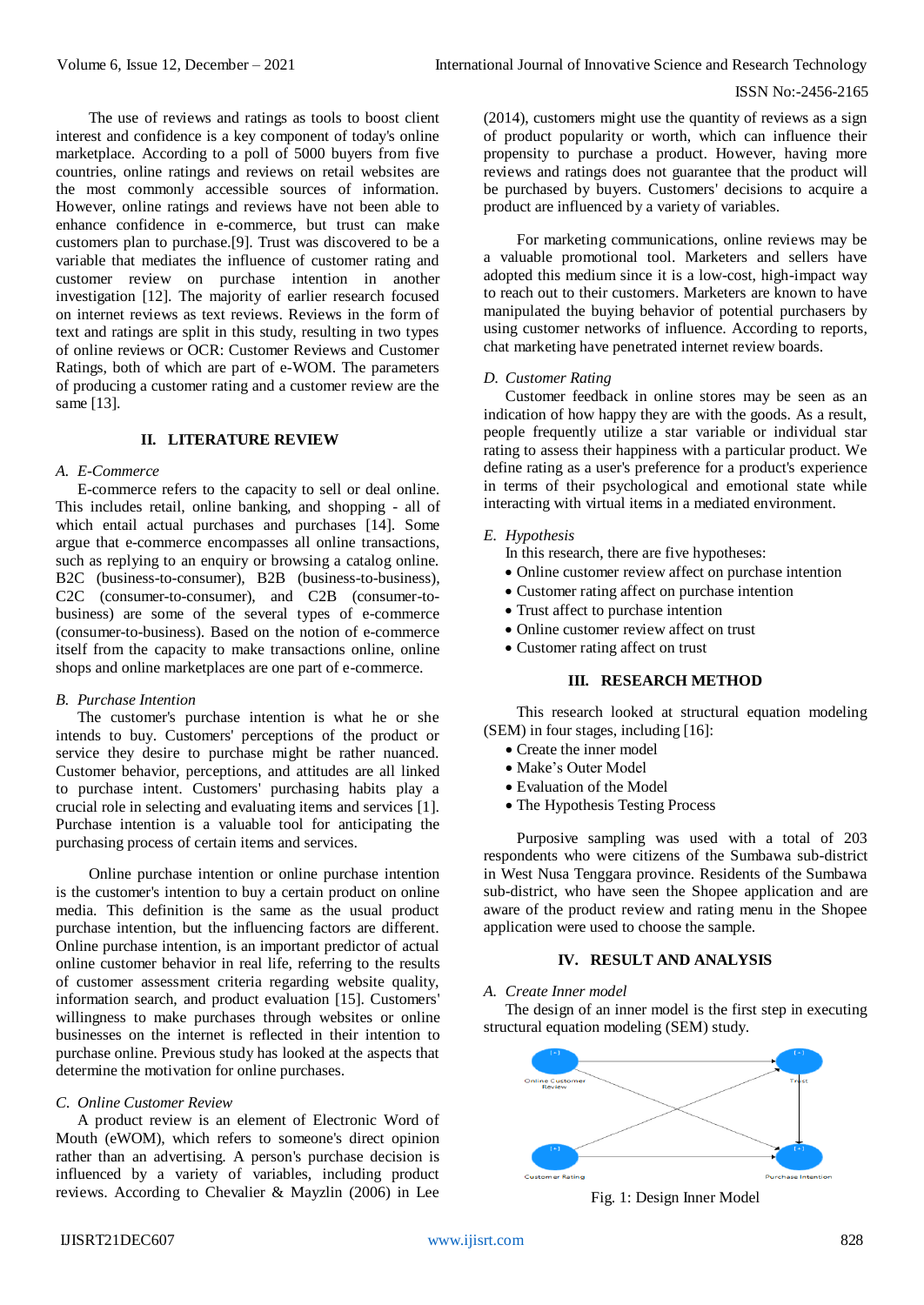The use of reviews and ratings as tools to boost client interest and confidence is a key component of today's online marketplace. According to a poll of 5000 buyers from five countries, online ratings and reviews on retail websites are the most commonly accessible sources of information. However, online ratings and reviews have not been able to enhance customer confidence in e-commerce, but trust can make customers plan to purchase.[9]. Trust was discovered to be a variable that mediates the influence of customer rating and customer review on purchase intention in another investigation [12]. The majority of earlier research focused on internet reviews as text reviews. Reviews in the form of text and ratings are split in this study, resulting in two types of online reviews or OCR: Customer Reviews and Customer Ratings, both of which are part of e-WOM. The parameters of producing a customer rating and a customer review are the same [13].

## II. LITERATURE REVIEW

### A. E-Commerce

E-commerce refers to the capacity to sell or deal online. This includes retail, online banking, and shopping - all of which entail actual purchases and purchases [14]. Some argue that e-commerce encompasses all online transactions, such as replying to an enquiry or browsing a catalog online. B2C (business-to-consumer), B2B (business-to-business), C2C (consumer-to-consumer), and C2B (consumer-to-business) are some of the several types of e-commerce (consumer-to-business). Based on the notion of e-commerce itself from the capacity to make transactions online, online shops and online marketplaces are one part of e-commerce.

### B. Purchase Intention

The customer's purchase intention is what he or she intends to buy. Customers' perceptions of the product or service they desire to purchase might be rather nuanced. Customer behavior, perceptions, and attitudes are all linked to purchase intent. Customers' purchasing habits play a crucial role in selecting and evaluating items and services [1]. Purchase intention is a valuable tool for anticipating the purchasing process of certain items and services.

Online purchase intention or online purchase intention is the customer's intention to buy a certain product on online media. This definition is the same as the usual product purchase intention, but the influencing factors are different. Online purchase intention, is an important predictor of actual online customer behavior in real life, referring to the results of customer assessment criteria regarding website quality, information search, and product evaluation [15]. Customers' willingness to make purchases through websites or online businesses on the internet is reflected in their intention to purchase online. Previous study has looked at the aspects that determine the motivation for online purchases.

### C. Online Customer Review

A product review is an element of Electronic Word of Mouth (eWOM), which refers to someone's direct opinion rather than an advertising. A person's purchase decision is influenced by a variety of variables, including product reviews. According to Chevalier & Mayzlin (2006) in Lee (2014), customers might use the quantity of reviews as a sign of product popularity or worth, which can influence their propensity to purchase a product. However, having more reviews and ratings does not guarantee that the product will be purchased by buyers. Customers' decisions to acquire a product are influenced by a variety of variables.

For marketing communications, online reviews may be a valuable promotional tool. Marketers and sellers have adopted this medium since it is a low-cost, high-impact way to reach out to their customers. Marketers are known to have manipulated the buying behavior of potential purchasers by using customer networks of influence. According to reports, chat marketing have penetrated internet review boards.

### D. Customer Rating

Customer feedback in online stores may be seen as an indication of how happy they are with the goods. As a result, people frequently utilize a star variable or individual star rating to assess their happiness with a particular product. We define rating as a user's preference for a product's experience in terms of their psychological and emotional state while interacting with virtual items in a mediated environment.

### E. Hypothesis

In this research, there are five hypotheses:

- Online customer review affect on purchase intention
- Customer rating affect on purchase intention
- Trust affect to purchase intention
- Online customer review affect on trust
- Customer rating affect on trust

## III. RESEARCH METHOD

This research looked at structural equation modeling (SEM) in four stages, including [16]:

- Create the inner model
- Make's Outer Model
- Evaluation of the Model
- The Hypothesis Testing Process

Purposive sampling was used with a total of 203 respondents who were citizens of the Sumbawa sub-district in West Nusa Tenggara province. Residents of the Sumbawa sub-district, who have seen the Shopee application and are aware of the product review and rating menu in the Shopee application were used to choose the sample.

## IV. RESULT AND ANALYSIS

### A. Create Inner model

The design of an inner model is the first step in executing structural equation modeling (SEM) study.

Fig. 1: Design Inner Model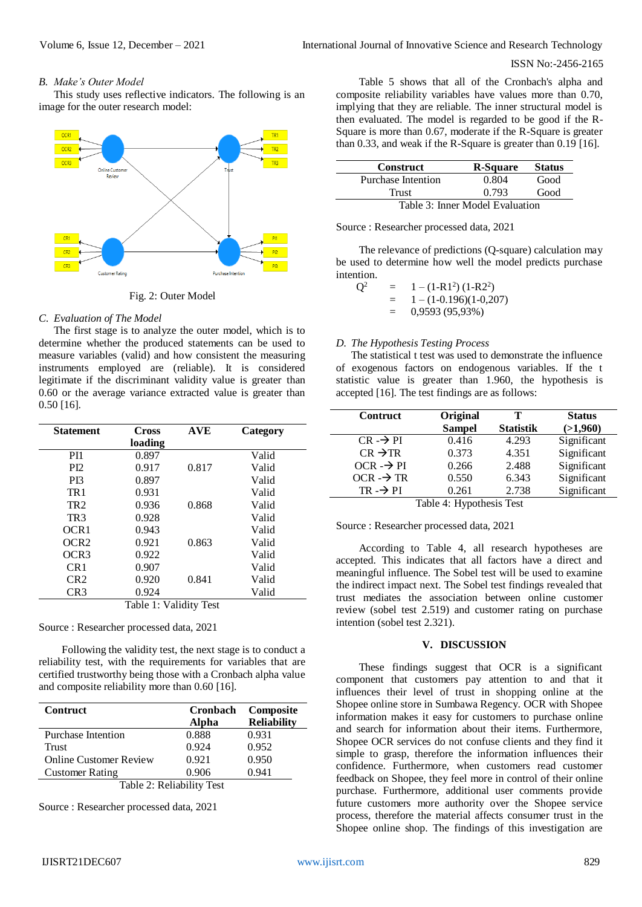### B. *Make's Outer Model*

This study uses reflective indicators. The following is an image for the outer research model:

Fig. 2: Outer Model

### C. *Evaluation of The Model*

The first stage is to analyze the outer model, which is to determine whether the produced statements can be used to measure variables (valid) and how consistent the measuring instruments employed are (reliable). It is considered legitimate if the discriminant validity value is greater than 0.60 or the average variance extracted value is greater than 0.50 [16].

| Statement | Cross loading | AVE | Category |
|---|---|---|---|
| PI1 | 0.897 | | Valid |
| PI2 | 0.917 | 0.817 | Valid |
| PI3 | 0.897 | | Valid |
| TR1 | 0.931 | | Valid |
| TR2 | 0.936 | 0.868 | Valid |
| TR3 | 0.928 | | Valid |
| OCR1 | 0.943 | | Valid |
| OCR2 | 0.921 | 0.863 | Valid |
| OCR3 | 0.922 | | Valid |
| CR1 | 0.907 | | Valid |
| CR2 | 0.920 | 0.841 | Valid |
| CR3 | 0.924 | | Valid |

Table 1: Validity Test

Source : Researcher processed data, 2021

Following the validity test, the next stage is to conduct a reliability test, with the requirements for variables that are certified trustworthy being those with a Cronbach alpha value and composite reliability more than 0.60 [16].

| Contruct | Cronbach Alpha | Composite Reliability |
|---|---|---|
| Purchase Intention | 0.888 | 0.931 |
| Trust | 0.924 | 0.952 |
| Online Customer Review | 0.921 | 0.950 |
| Customer Rating | 0.906 | 0.941 |

Table 2: Reliability Test

Source : Researcher processed data, 2021

Table 5 shows that all of the Cronbach's alpha and composite reliability variables have values more than 0.70, implying that they are reliable. The inner structural model is then evaluated. The model is regarded to be good if the R-Square is more than 0.67, moderate if the R-Square is greater than 0.33, and weak if the R-Square is greater than 0.19 [16].

| Construct | R-Square | Status |
|---|---|---|
| Purchase Intention | 0.804 | Good |
| Trust | 0.793 | Good |

Table 3: Inner Model Evaluation

Source : Researcher processed data, 2021

The relevance of predictions (Q-square) calculation may be used to determine how well the model predicts purchase intention.

$$
\begin{aligned}
Q^2 &= 1 - (1\text{-R1}^2)\ (1\text{-R2}^2) \\
&= 1 - (1\text{-}0.196)(1\text{-}0{,}207) \\
&= 0{,}9593\ (95{,}93\%)
\end{aligned}
$$

### D. *The Hypothesis Testing Process*

The statistical t test was used to demonstrate the influence of exogenous factors on endogenous variables. If the t statistic value is greater than 1.960, the hypothesis is accepted [16]. The test findings are as follows:

| Contruct | Original Sampel | T Statistik | Status (>1,960) |
|---|---|---|---|
| CR → PI | 0.416 | 4.293 | Significant |
| CR → TR | 0.373 | 4.351 | Significant |
| OCR → PI | 0.266 | 2.488 | Significant |
| OCR → TR | 0.550 | 6.343 | Significant |
| TR → PI | 0.261 | 2.738 | Significant |

Table 4: Hypothesis Test

Source : Researcher processed data, 2021

According to Table 4, all research hypotheses are accepted. This indicates that all factors have a direct and meaningful influence. The Sobel test will be used to examine the indirect impact next. The Sobel test findings revealed that trust mediates the association between online customer review (sobel test 2.519) and customer rating on purchase intention (sobel test 2.321).

## V. DISCUSSION

These findings suggest that OCR is a significant component that customers pay attention to and that it influences their level of trust in shopping online at the Shopee online store in Sumbawa Regency. OCR with Shopee information makes it easy for customers to purchase online and search for information about their items. Furthermore, Shopee OCR services do not confuse clients and they find it simple to grasp, therefore the information influences their confidence. Furthermore, when customers read customer feedback on Shopee, they feel more in control of their online purchase. Furthermore, additional user comments provide future customers more authority over the Shopee service process, therefore the material affects consumer trust in the Shopee online shop. The findings of this investigation are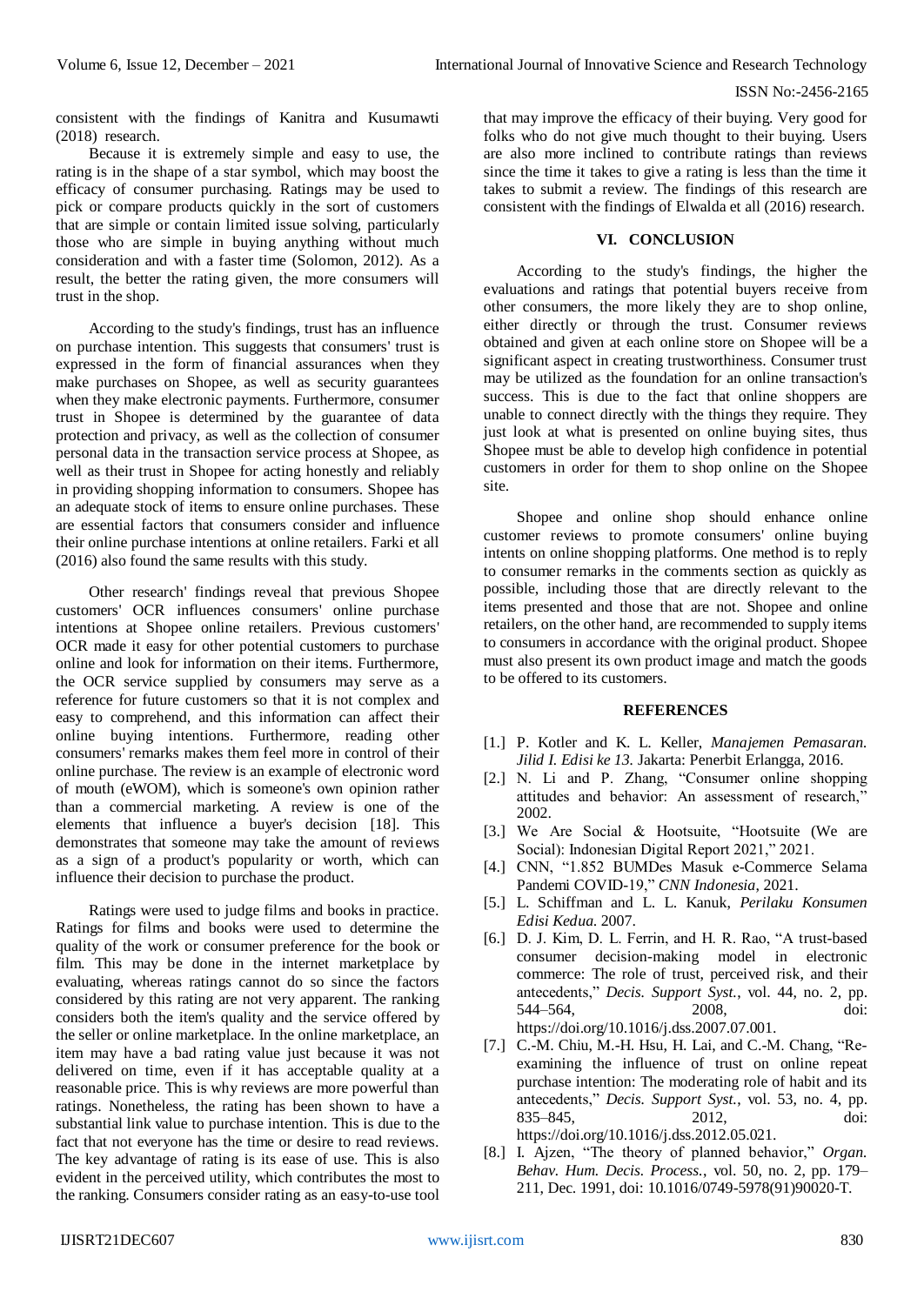consistent with the findings of Kanitra and Kusumawti (2018) research.

Because it is extremely simple and easy to use, the rating is in the shape of a star symbol, which may boost the efficacy of consumer purchasing. Ratings may be used to pick or compare products quickly in the sort of customers that are simple or contain limited issue solving, particularly those who are simple in buying anything without much consideration and with a faster time (Solomon, 2012). As a result, the better the rating given, the more consumers will trust in the shop.

According to the study's findings, trust has an influence on purchase intention. This suggests that consumers' trust is expressed in the form of financial assurances when they make purchases on Shopee, as well as security guarantees when they make electronic payments. Furthermore, consumer trust in Shopee is determined by the guarantee of data protection and privacy, as well as the collection of consumer personal data in the transaction service process at Shopee, as well as their trust in Shopee for acting honestly and reliably in providing shopping information to consumers. Shopee has an adequate stock of items to ensure online purchases. These are essential factors that consumers consider and influence their online purchase intentions at online retailers. Farki et all (2016) also found the same results with this study.

Other research' findings reveal that previous Shopee customers' OCR influences consumers' online purchase intentions at Shopee online retailers. Previous customers' OCR made it easy for other potential customers to purchase online and look for information on their items. Furthermore, the OCR service supplied by consumers may serve as a reference for future customers so that it is not complex and easy to comprehend, and this information can affect their online buying intentions. Furthermore, reading other consumers' remarks makes them feel more in control of their online purchase. The review is an example of electronic word of mouth (eWOM), which is someone's own opinion rather than a commercial marketing. A review is one of the elements that influence a buyer's decision [18]. This demonstrates that someone may take the amount of reviews as a sign of a product's popularity or worth, which can influence their decision to purchase the product.

Ratings were used to judge films and books in practice. Ratings for films and books were used to determine the quality of the work or consumer preference for the book or film. This may be done in the internet marketplace by evaluating, whereas ratings cannot do so since the factors considered by this rating are not very apparent. The ranking considers both the item's quality and the service offered by the seller or online marketplace. In the online marketplace, an item may have a bad rating value just because it was not delivered on time, even if it has acceptable quality at a reasonable price. This is why reviews are more powerful than ratings. Nonetheless, the rating has been shown to have a substantial link value to purchase intention. This is due to the fact that not everyone has the time or desire to read reviews. The key advantage of rating is its ease of use. This is also evident in the perceived utility, which contributes the most to the ranking. Consumers consider rating as an easy-to-use tool that may improve the efficacy of their buying. Very good for folks who do not give much thought to their buying. Users are also more inclined to contribute ratings than reviews since the time it takes to give a rating is less than the time it takes to submit a review. The findings of this research are consistent with the findings of Elwalda et all (2016) research.

## VI. CONCLUSION

According to the study's findings, the higher the evaluations and ratings that potential buyers receive from other consumers, the more likely they are to shop online, either directly or through the trust. Consumer reviews obtained and given at each online store on Shopee will be a significant aspect in creating trustworthiness. Consumer trust may be utilized as the foundation for an online transaction's success. This is due to the fact that online shoppers are unable to connect directly with the things they require. They just look at what is presented on online buying sites, thus Shopee must be able to develop high confidence in potential customers in order for them to shop online on the Shopee site.

Shopee and online shop should enhance online customer reviews to promote consumers' online buying intents on online shopping platforms. One method is to reply to consumer remarks in the comments section as quickly as possible, including those that are directly relevant to the items presented and those that are not. Shopee and online retailers, on the other hand, are recommended to supply items to consumers in accordance with the original product. Shopee must also present its own product image and match the goods to be offered to its customers.

## REFERENCES

- [1.] P. Kotler and K. L. Keller, *Manajemen Pemasaran. Jilid I. Edisi ke 13.* Jakarta: Penerbit Erlangga, 2016.
- [2.] N. Li and P. Zhang, "Consumer online shopping attitudes and behavior: An assessment of research," 2002.
- [3.] We Are Social & Hootsuite, "Hootsuite (We are Social): Indonesian Digital Report 2021," 2021.
- [4.] CNN, "1.852 BUMDes Masuk e-Commerce Selama Pandemi COVID-19," *CNN Indonesia*, 2021.
- [5.] L. Schiffman and L. L. Kanuk, *Perilaku Konsumen Edisi Kedua.* 2007.
- [6.] D. J. Kim, D. L. Ferrin, and H. R. Rao, "A trust-based consumer decision-making model in electronic commerce: The role of trust, perceived risk, and their antecedents," *Decis. Support Syst.*, vol. 44, no. 2, pp. 544–564, 2008, doi: https://doi.org/10.1016/j.dss.2007.07.001.
- [7.] C.-M. Chiu, M.-H. Hsu, H. Lai, and C.-M. Chang, "Re-examining the influence of trust on online repeat purchase intention: The moderating role of habit and its antecedents," *Decis. Support Syst.*, vol. 53, no. 4, pp. 835–845, 2012, doi: https://doi.org/10.1016/j.dss.2012.05.021.
- [8.] I. Ajzen, "The theory of planned behavior," *Organ. Behav. Hum. Decis. Process.*, vol. 50, no. 2, pp. 179–211, Dec. 1991, doi: 10.1016/0749-5978(91)90020-T.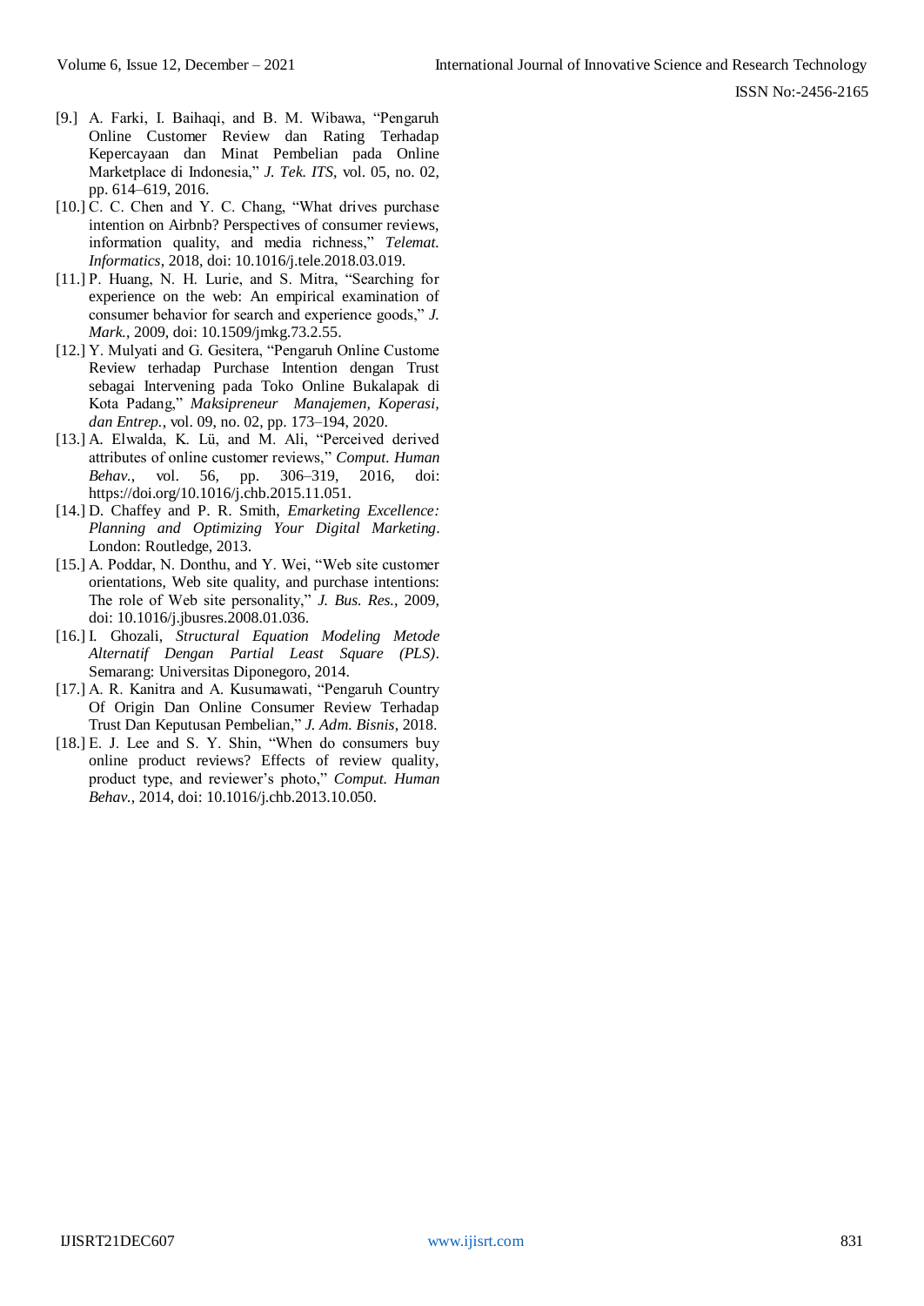[9.] A. Farki, I. Baihaqi, and B. M. Wibawa, "Pengaruh Online Customer Review dan Rating Terhadap Kepercayaan dan Minat Pembelian pada Online Marketplace di Indonesia," *J. Tek. ITS*, vol. 05, no. 02, pp. 614–619, 2016.

[10.] C. C. Chen and Y. C. Chang, "What drives purchase intention on Airbnb? Perspectives of consumer reviews, information quality, and media richness," *Telemat. Informatics*, 2018, doi: 10.1016/j.tele.2018.03.019.

[11.] P. Huang, N. H. Lurie, and S. Mitra, "Searching for experience on the web: An empirical examination of consumer behavior for search and experience goods," *J. Mark.*, 2009, doi: 10.1509/jmkg.73.2.55.

[12.] Y. Mulyati and G. Gesitera, "Pengaruh Online Custome Review terhadap Purchase Intention dengan Trust sebagai Intervening pada Toko Online Bukalapak di Kota Padang," *Maksipreneur Manajemen, Koperasi, dan Entrep.*, vol. 09, no. 02, pp. 173–194, 2020.

[13.] A. Elwalda, K. Lü, and M. Ali, "Perceived derived attributes of online customer reviews," *Comput. Human Behav.*, vol. 56, pp. 306–319, 2016, doi: https://doi.org/10.1016/j.chb.2015.11.051.

[14.] D. Chaffey and P. R. Smith, *Emarketing Excellence: Planning and Optimizing Your Digital Marketing*. London: Routledge, 2013.

[15.] A. Poddar, N. Donthu, and Y. Wei, "Web site customer orientations, Web site quality, and purchase intentions: The role of Web site personality," *J. Bus. Res.*, 2009, doi: 10.1016/j.jbusres.2008.01.036.

[16.] I. Ghozali, *Structural Equation Modeling Metode Alternatif Dengan Partial Least Square (PLS)*. Semarang: Universitas Diponegoro, 2014.

[17.] A. R. Kanitra and A. Kusumawati, "Pengaruh Country Of Origin Dan Online Consumer Review Terhadap Trust Dan Keputusan Pembelian," *J. Adm. Bisnis*, 2018.

[18.] E. J. Lee and S. Y. Shin, "When do consumers buy online product reviews? Effects of review quality, product type, and reviewer's photo," *Comput. Human Behav.*, 2014, doi: 10.1016/j.chb.2013.10.050.